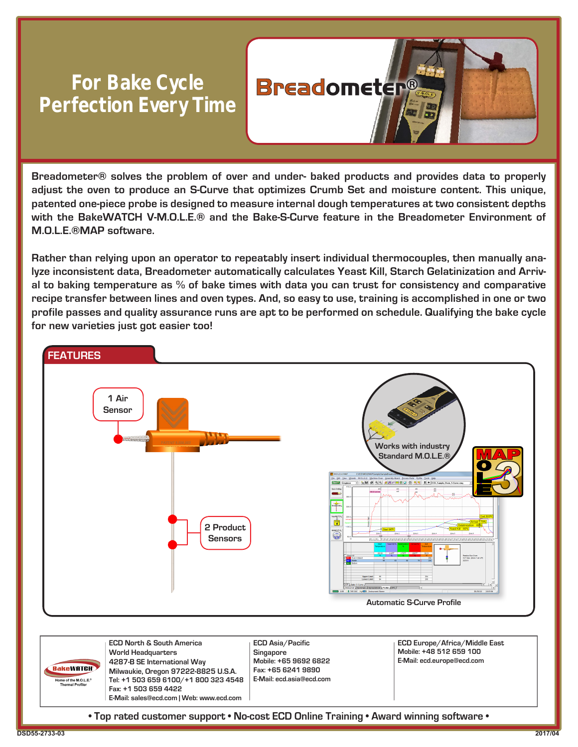# For Bake Cycle Perfection Every Time

## Breadometer®

**Breadometer® solves the problem of over and under- baked products and provides data to properly adjust the oven to produce an S-Curve that optimizes Crumb Set and moisture content. This unique, patented one-piece probe is designed to measure internal dough temperatures at two consistent depths with the BakeWATCH V-M.O.L.E.® and the Bake-S-Curve feature in the Breadometer Environment of M.O.L.E.®MAP software.**

**Rather than relying upon an operator to repeatably insert individual thermocouples, then manually analyze inconsistent data, Breadometer automatically calculates Yeast Kill, Starch Gelatinization and Arrival to baking temperature as % of bake times with data you can trust for consistency and comparative recipe transfer between lines and oven types. And, so easy to use, training is accomplished in one or two profile passes and quality assurance runs are apt to be performed on schedule. Qualifying the bake cycle for new varieties just got easier too!**

## FEATURES

1 Air Sensor

2 Product Sensors

Works with industry Standard M.O.L.E.®

Automatic S-Curve Profile

---

BakeWATCH — Home of the M.O.L.E.® Thermal Profiler

**ECD North & South America**
World Headquarters
4287-B SE International Way
Milwaukie, Oregon 97222-8825 U.S.A.
Tel: +1 503 659 6100/+1 800 323 4548
Fax: +1 503 659 4422
E-Mail: sales@ecd.com | Web: www.ecd.com

**ECD Asia/Pacific**
Singapore
Mobile: +65 9692 6822
Fax: +65 6241 9890
E-Mail: ecd.asia@ecd.com

**ECD Europe/Africa/Middle East**
Mobile: +48 512 659 100
E-Mail: ecd.europe@ecd.com

• Top rated customer support • No-cost ECD Online Training • Award winning software •

DSD55-2733-03 2017/04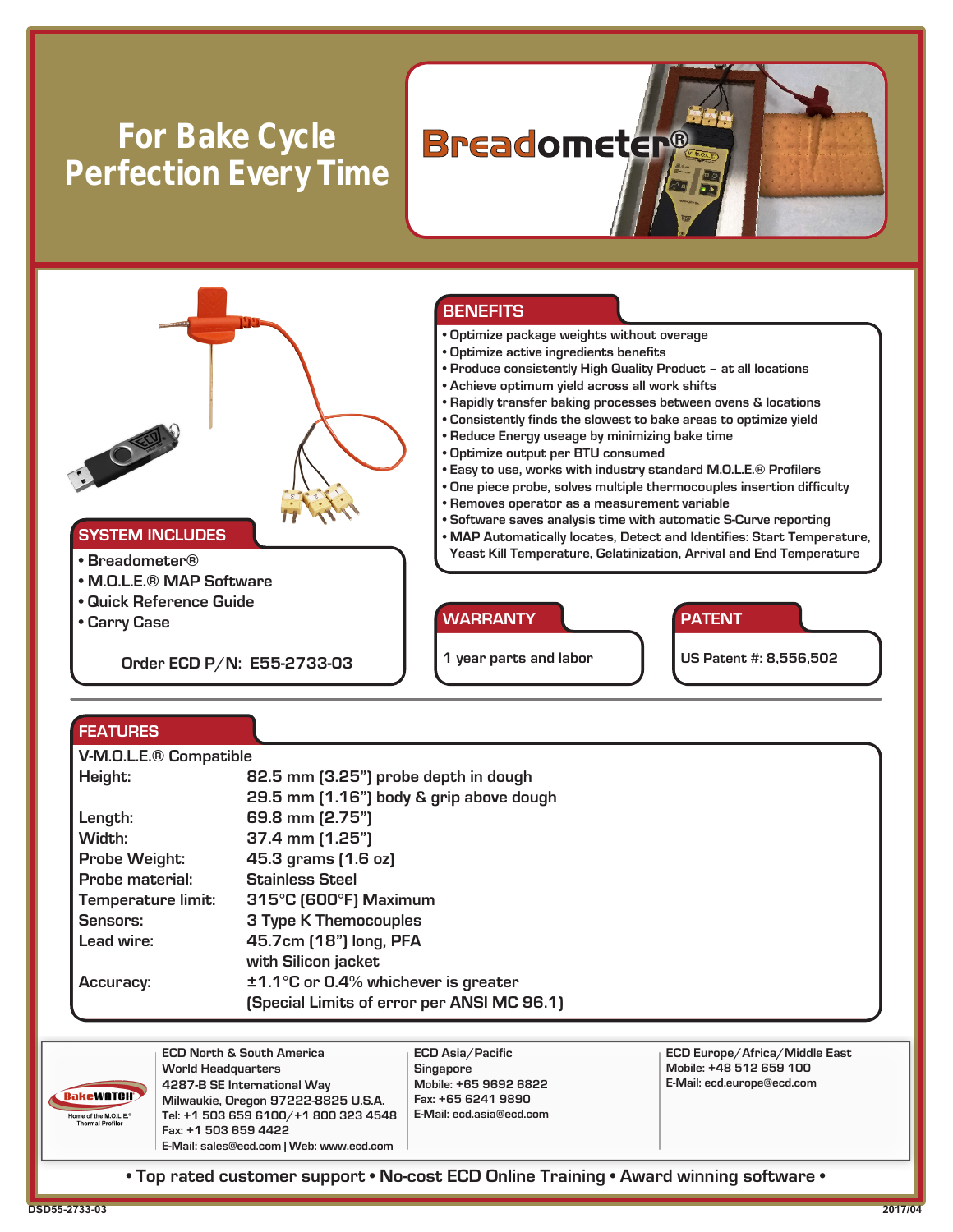# For Bake Cycle Perfection Every Time

Breadometer®

## SYSTEM INCLUDES

- Breadometer®
- M.O.L.E.® MAP Software
- Quick Reference Guide
- Carry Case

Order ECD P/N: E55-2733-03

## BENEFITS

- Optimize package weights without overage
- Optimize active ingredients benefits
- Produce consistently High Quality Product – at all locations
- Achieve optimum yield across all work shifts
- Rapidly transfer baking processes between ovens & locations
- Consistently finds the slowest to bake areas to optimize yield
- Reduce Energy useage by minimizing bake time
- Optimize output per BTU consumed
- Easy to use, works with industry standard M.O.L.E.® Profilers
- One piece probe, solves multiple thermocouples insertion difficulty
- Removes operator as a measurement variable
- Software saves analysis time with automatic S-Curve reporting
- MAP Automatically locates, Detect and Identifies: Start Temperature, Yeast Kill Temperature, Gelatinization, Arrival and End Temperature

## WARRANTY

1 year parts and labor

## PATENT

US Patent #: 8,556,502

## FEATURES

V-M.O.L.E.® Compatible

| | |
|---|---|
| Height: | 82.5 mm (3.25") probe depth in dough<br>29.5 mm (1.16") body & grip above dough |
| Length: | 69.8 mm (2.75") |
| Width: | 37.4 mm (1.25") |
| Probe Weight: | 45.3 grams (1.6 oz) |
| Probe material: | Stainless Steel |
| Temperature limit: | 315°C (600°F) Maximum |
| Sensors: | 3 Type K Themocouples |
| Lead wire: | 45.7cm (18") long, PFA<br>with Silicon jacket |
| Accuracy: | ±1.1°C or 0.4% whichever is greater<br>(Special Limits of error per ANSI MC 96.1) |

BakeWATCH
Home of the M.O.L.E.® Thermal Profiler

**ECD North & South America**
World Headquarters
4287-B SE International Way
Milwaukie, Oregon 97222-8825 U.S.A.
Tel: +1 503 659 6100/+1 800 323 4548
Fax: +1 503 659 4422
E-Mail: sales@ecd.com | Web: www.ecd.com

**ECD Asia/Pacific**
Singapore
Mobile: +65 9692 6822
Fax: +65 6241 9890
E-Mail: ecd.asia@ecd.com

**ECD Europe/Africa/Middle East**
Mobile: +48 512 659 100
E-Mail: ecd.europe@ecd.com

• Top rated customer support • No-cost ECD Online Training • Award winning software •

DSD55-2733-03 2017/04